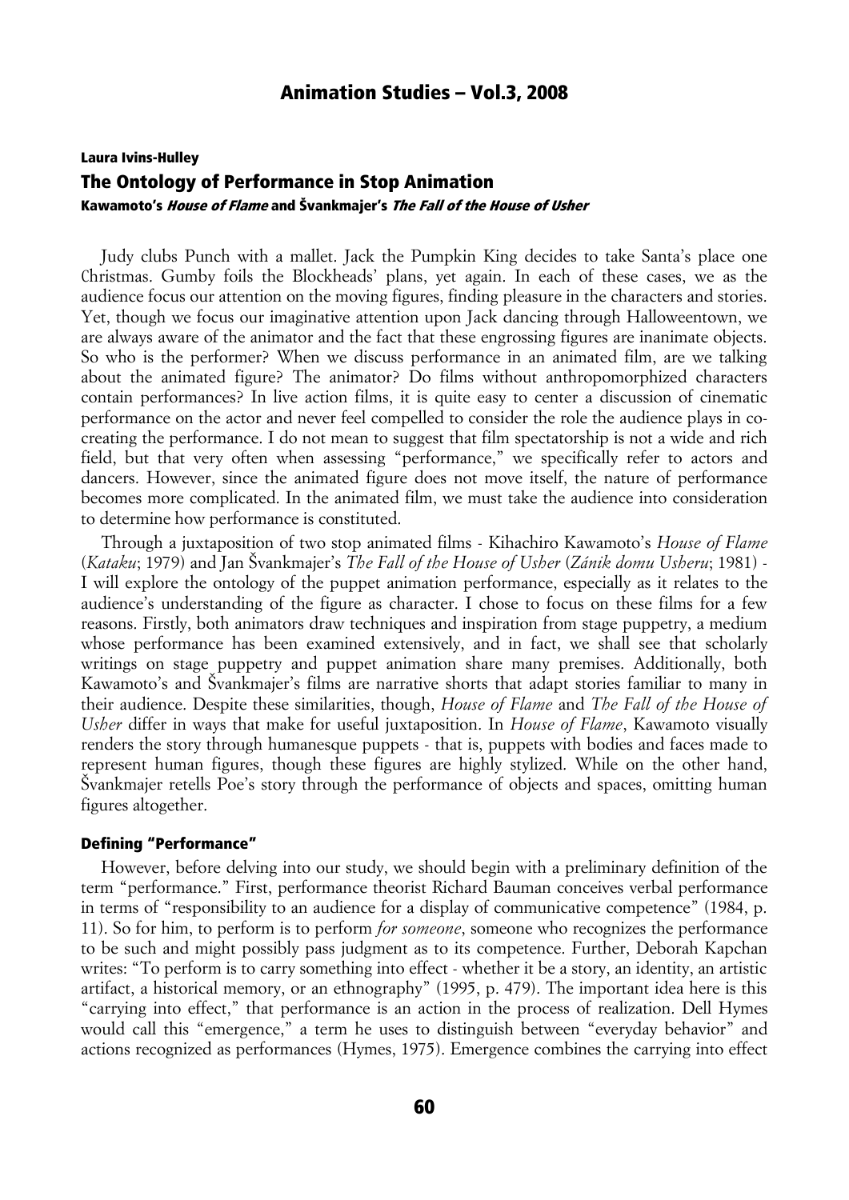Laura Ivins-Hulley

# The Ontology of Performance in Stop Animation

### Kawamoto's *House of Flame* and Švankmajer's *The Fall of the House of Usher*

Judy clubs Punch with a mallet. Jack the Pumpkin King decides to take Santa's place one Christmas. Gumby foils the Blockheads' plans, yet again. In each of these cases, we as the audience focus our attention on the moving figures, finding pleasure in the characters and stories. Yet, though we focus our imaginative attention upon Jack dancing through Halloweentown, we are always aware of the animator and the fact that these engrossing figures are inanimate objects. So who is the performer? When we discuss performance in an animated film, are we talking about the animated figure? The animator? Do films without anthropomorphized characters contain performances? In live action films, it is quite easy to center a discussion of cinematic performance on the actor and never feel compelled to consider the role the audience plays in co-creating the performance. I do not mean to suggest that film spectatorship is not a wide and rich field, but that very often when assessing "performance," we specifically refer to actors and dancers. However, since the animated figure does not move itself, the nature of performance becomes more complicated. In the animated film, we must take the audience into consideration to determine how performance is constituted.

Through a juxtaposition of two stop animated films - Kihachiro Kawamoto's *House of Flame* (*Kataku*; 1979) and Jan Švankmajer's *The Fall of the House of Usher* (*Zánik domu Usheru*; 1981) - I will explore the ontology of the puppet animation performance, especially as it relates to the audience's understanding of the figure as character. I chose to focus on these films for a few reasons. Firstly, both animators draw techniques and inspiration from stage puppetry, a medium whose performance has been examined extensively, and in fact, we shall see that scholarly writings on stage puppetry and puppet animation share many premises. Additionally, both Kawamoto's and Švankmajer's films are narrative shorts that adapt stories familiar to many in their audience. Despite these similarities, though, *House of Flame* and *The Fall of the House of Usher* differ in ways that make for useful juxtaposition. In *House of Flame*, Kawamoto visually renders the story through humanesque puppets - that is, puppets with bodies and faces made to represent human figures, though these figures are highly stylized. While on the other hand, Švankmajer retells Poe's story through the performance of objects and spaces, omitting human figures altogether.

## Defining "Performance"

However, before delving into our study, we should begin with a preliminary definition of the term "performance." First, performance theorist Richard Bauman conceives verbal performance in terms of "responsibility to an audience for a display of communicative competence" (1984, p. 11). So for him, to perform is to perform *for someone*, someone who recognizes the performance to be such and might possibly pass judgment as to its competence. Further, Deborah Kapchan writes: "To perform is to carry something into effect - whether it be a story, an identity, an artistic artifact, a historical memory, or an ethnography" (1995, p. 479). The important idea here is this "carrying into effect," that performance is an action in the process of realization. Dell Hymes would call this "emergence," a term he uses to distinguish between "everyday behavior" and actions recognized as performances (Hymes, 1975). Emergence combines the carrying into effect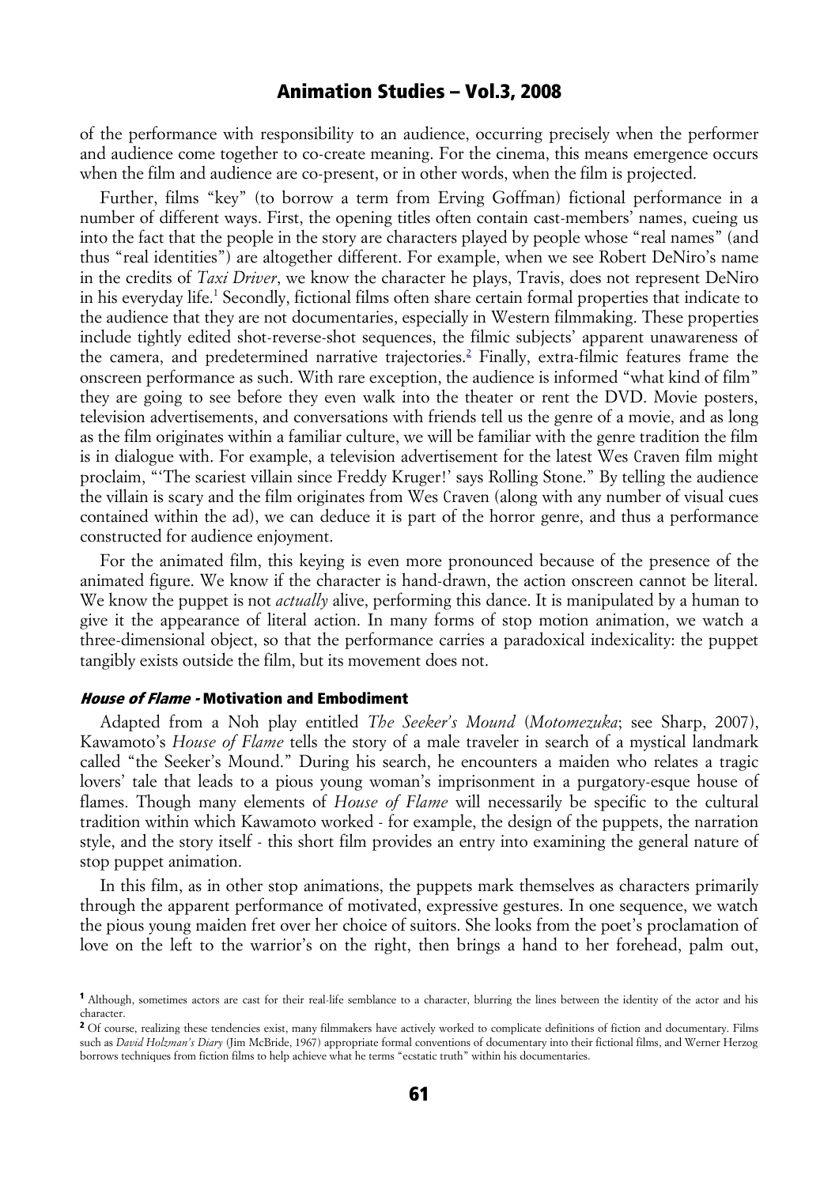of the performance with responsibility to an audience, occurring precisely when the performer and audience come together to co-create meaning. For the cinema, this means emergence occurs when the film and audience are co-present, or in other words, when the film is projected.

Further, films "key" (to borrow a term from Erving Goffman) fictional performance in a number of different ways. First, the opening titles often contain cast-members' names, cueing us into the fact that the people in the story are characters played by people whose "real names" (and thus "real identities") are altogether different. For example, when we see Robert DeNiro's name in the credits of *Taxi Driver*, we know the character he plays, Travis, does not represent DeNiro in his everyday life.[1] Secondly, fictional films often share certain formal properties that indicate to the audience that they are not documentaries, especially in Western filmmaking. These properties include tightly edited shot-reverse-shot sequences, the filmic subjects' apparent unawareness of the camera, and predetermined narrative trajectories.[2] Finally, extra-filmic features frame the onscreen performance as such. With rare exception, the audience is informed "what kind of film" they are going to see before they even walk into the theater or rent the DVD. Movie posters, television advertisements, and conversations with friends tell us the genre of a movie, and as long as the film originates within a familiar culture, we will be familiar with the genre tradition the film is in dialogue with. For example, a television advertisement for the latest Wes Craven film might proclaim, "'The scariest villain since Freddy Kruger!' says Rolling Stone." By telling the audience the villain is scary and the film originates from Wes Craven (along with any number of visual cues contained within the ad), we can deduce it is part of the horror genre, and thus a performance constructed for audience enjoyment.

For the animated film, this keying is even more pronounced because of the presence of the animated figure. We know if the character is hand-drawn, the action onscreen cannot be literal. We know the puppet is not *actually* alive, performing this dance. It is manipulated by a human to give it the appearance of literal action. In many forms of stop motion animation, we watch a three-dimensional object, so that the performance carries a paradoxical indexicality: the puppet tangibly exists outside the film, but its movement does not.

### *House of Flame* - Motivation and Embodiment

Adapted from a Noh play entitled *The Seeker's Mound* (*Motomezuka*; see Sharp, 2007), Kawamoto's *House of Flame* tells the story of a male traveler in search of a mystical landmark called "the Seeker's Mound." During his search, he encounters a maiden who relates a tragic lovers' tale that leads to a pious young woman's imprisonment in a purgatory-esque house of flames. Though many elements of *House of Flame* will necessarily be specific to the cultural tradition within which Kawamoto worked - for example, the design of the puppets, the narration style, and the story itself - this short film provides an entry into examining the general nature of stop puppet animation.

In this film, as in other stop animations, the puppets mark themselves as characters primarily through the apparent performance of motivated, expressive gestures. In one sequence, we watch the pious young maiden fret over her choice of suitors. She looks from the poet's proclamation of love on the left to the warrior's on the right, then brings a hand to her forehead, palm out,

---

[1] Although, sometimes actors are cast for their real-life semblance to a character, blurring the lines between the identity of the actor and his character.

[2] Of course, realizing these tendencies exist, many filmmakers have actively worked to complicate definitions of fiction and documentary. Films such as *David Holzman's Diary* (Jim McBride, 1967) appropriate formal conventions of documentary into their fictional films, and Werner Herzog borrows techniques from fiction films to help achieve what he terms "ecstatic truth" within his documentaries.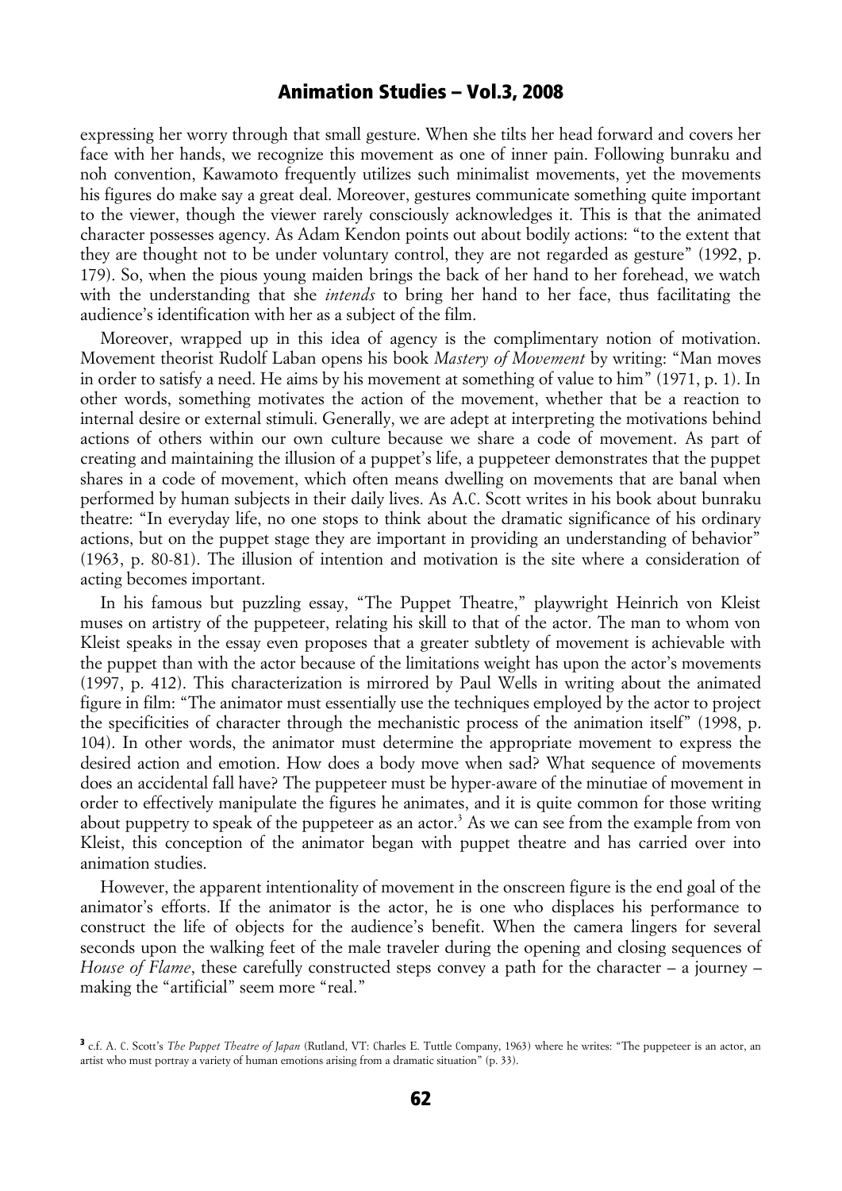expressing her worry through that small gesture. When she tilts her head forward and covers her face with her hands, we recognize this movement as one of inner pain. Following bunraku and noh convention, Kawamoto frequently utilizes such minimalist movements, yet the movements his figures do make say a great deal. Moreover, gestures communicate something quite important to the viewer, though the viewer rarely consciously acknowledges it. This is that the animated character possesses agency. As Adam Kendon points out about bodily actions: "to the extent that they are thought not to be under voluntary control, they are not regarded as gesture" (1992, p. 179). So, when the pious young maiden brings the back of her hand to her forehead, we watch with the understanding that she *intends* to bring her hand to her face, thus facilitating the audience's identification with her as a subject of the film.

Moreover, wrapped up in this idea of agency is the complimentary notion of motivation. Movement theorist Rudolf Laban opens his book *Mastery of Movement* by writing: "Man moves in order to satisfy a need. He aims by his movement at something of value to him" (1971, p. 1). In other words, something motivates the action of the movement, whether that be a reaction to internal desire or external stimuli. Generally, we are adept at interpreting the motivations behind actions of others within our own culture because we share a code of movement. As part of creating and maintaining the illusion of a puppet's life, a puppeteer demonstrates that the puppet shares in a code of movement, which often means dwelling on movements that are banal when performed by human subjects in their daily lives. As A.C. Scott writes in his book about bunraku theatre: "In everyday life, no one stops to think about the dramatic significance of his ordinary actions, but on the puppet stage they are important in providing an understanding of behavior" (1963, p. 80-81). The illusion of intention and motivation is the site where a consideration of acting becomes important.

In his famous but puzzling essay, "The Puppet Theatre," playwright Heinrich von Kleist muses on artistry of the puppeteer, relating his skill to that of the actor. The man to whom von Kleist speaks in the essay even proposes that a greater subtlety of movement is achievable with the puppet than with the actor because of the limitations weight has upon the actor's movements (1997, p. 412). This characterization is mirrored by Paul Wells in writing about the animated figure in film: "The animator must essentially use the techniques employed by the actor to project the specificities of character through the mechanistic process of the animation itself" (1998, p. 104). In other words, the animator must determine the appropriate movement to express the desired action and emotion. How does a body move when sad? What sequence of movements does an accidental fall have? The puppeteer must be hyper-aware of the minutiae of movement in order to effectively manipulate the figures he animates, and it is quite common for those writing about puppetry to speak of the puppeteer as an actor.[3] As we can see from the example from von Kleist, this conception of the animator began with puppet theatre and has carried over into animation studies.

However, the apparent intentionality of movement in the onscreen figure is the end goal of the animator's efforts. If the animator is the actor, he is one who displaces his performance to construct the life of objects for the audience's benefit. When the camera lingers for several seconds upon the walking feet of the male traveler during the opening and closing sequences of *House of Flame*, these carefully constructed steps convey a path for the character – a journey – making the "artificial" seem more "real."

---

[3] c.f. A. C. Scott's *The Puppet Theatre of Japan* (Rutland, VT: Charles E. Tuttle Company, 1963) where he writes: "The puppeteer is an actor, an artist who must portray a variety of human emotions arising from a dramatic situation" (p. 33).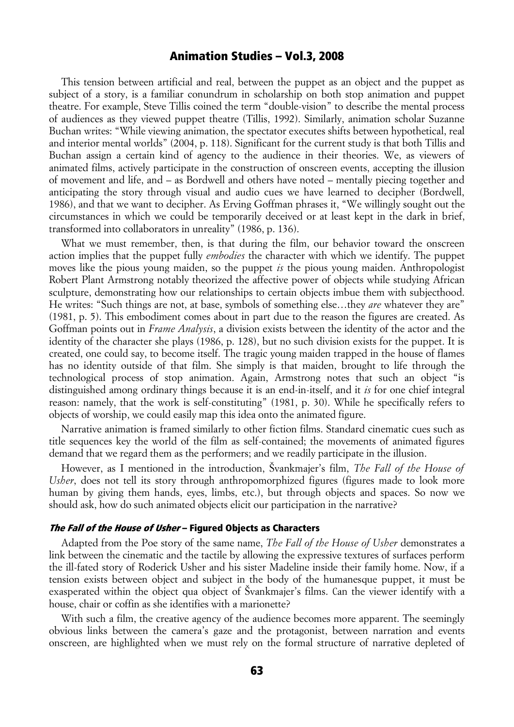This tension between artificial and real, between the puppet as an object and the puppet as subject of a story, is a familiar conundrum in scholarship on both stop animation and puppet theatre. For example, Steve Tillis coined the term "double-vision" to describe the mental process of audiences as they viewed puppet theatre (Tillis, 1992). Similarly, animation scholar Suzanne Buchan writes: "While viewing animation, the spectator executes shifts between hypothetical, real and interior mental worlds" (2004, p. 118). Significant for the current study is that both Tillis and Buchan assign a certain kind of agency to the audience in their theories. We, as viewers of animated films, actively participate in the construction of onscreen events, accepting the illusion of movement and life, and – as Bordwell and others have noted – mentally piecing together and anticipating the story through visual and audio cues we have learned to decipher (Bordwell, 1986), and that we want to decipher. As Erving Goffman phrases it, "We willingly sought out the circumstances in which we could be temporarily deceived or at least kept in the dark in brief, transformed into collaborators in unreality" (1986, p. 136).

What we must remember, then, is that during the film, our behavior toward the onscreen action implies that the puppet fully *embodies* the character with which we identify. The puppet moves like the pious young maiden, so the puppet *is* the pious young maiden. Anthropologist Robert Plant Armstrong notably theorized the affective power of objects while studying African sculpture, demonstrating how our relationships to certain objects imbue them with subjecthood. He writes: "Such things are not, at base, symbols of something else…they *are* whatever they are" (1981, p. 5). This embodiment comes about in part due to the reason the figures are created. As Goffman points out in *Frame Analysis*, a division exists between the identity of the actor and the identity of the character she plays (1986, p. 128), but no such division exists for the puppet. It is created, one could say, to become itself. The tragic young maiden trapped in the house of flames has no identity outside of that film. She simply is that maiden, brought to life through the technological process of stop animation. Again, Armstrong notes that such an object "is distinguished among ordinary things because it is an end-in-itself, and it *is* for one chief integral reason: namely, that the work is self-constituting" (1981, p. 30). While he specifically refers to objects of worship, we could easily map this idea onto the animated figure.

Narrative animation is framed similarly to other fiction films. Standard cinematic cues such as title sequences key the world of the film as self-contained; the movements of animated figures demand that we regard them as the performers; and we readily participate in the illusion.

However, as I mentioned in the introduction, Švankmajer's film, *The Fall of the House of Usher*, does not tell its story through anthropomorphized figures (figures made to look more human by giving them hands, eyes, limbs, etc.), but through objects and spaces. So now we should ask, how do such animated objects elicit our participation in the narrative?

### *The Fall of the House of Usher* – Figured Objects as Characters

Adapted from the Poe story of the same name, *The Fall of the House of Usher* demonstrates a link between the cinematic and the tactile by allowing the expressive textures of surfaces perform the ill-fated story of Roderick Usher and his sister Madeline inside their family home. Now, if a tension exists between object and subject in the body of the humanesque puppet, it must be exasperated within the object qua object of Švankmajer's films. Can the viewer identify with a house, chair or coffin as she identifies with a marionette?

With such a film, the creative agency of the audience becomes more apparent. The seemingly obvious links between the camera's gaze and the protagonist, between narration and events onscreen, are highlighted when we must rely on the formal structure of narrative depleted of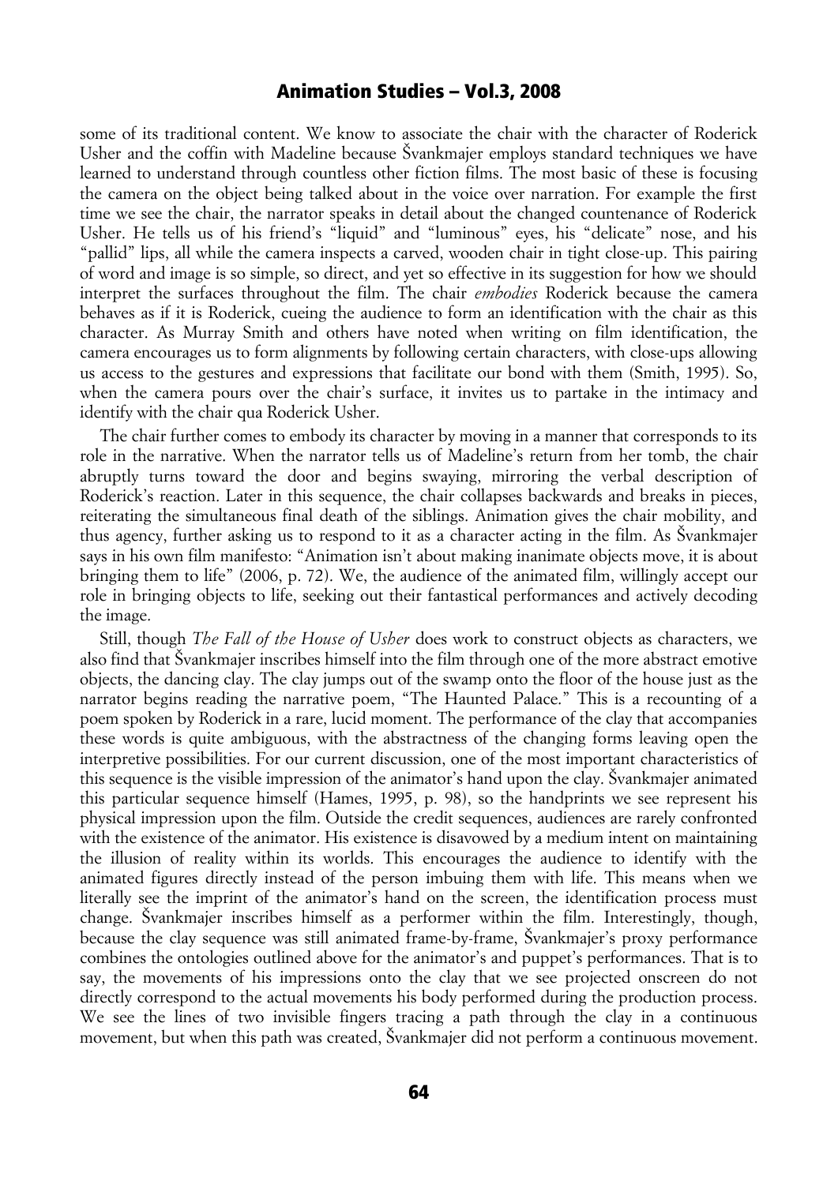some of its traditional content. We know to associate the chair with the character of Roderick Usher and the coffin with Madeline because Švankmajer employs standard techniques we have learned to understand through countless other fiction films. The most basic of these is focusing the camera on the object being talked about in the voice over narration. For example the first time we see the chair, the narrator speaks in detail about the changed countenance of Roderick Usher. He tells us of his friend's "liquid" and "luminous" eyes, his "delicate" nose, and his "pallid" lips, all while the camera inspects a carved, wooden chair in tight close-up. This pairing of word and image is so simple, so direct, and yet so effective in its suggestion for how we should interpret the surfaces throughout the film. The chair *embodies* Roderick because the camera behaves as if it is Roderick, cueing the audience to form an identification with the chair as this character. As Murray Smith and others have noted when writing on film identification, the camera encourages us to form alignments by following certain characters, with close-ups allowing us access to the gestures and expressions that facilitate our bond with them (Smith, 1995). So, when the camera pours over the chair's surface, it invites us to partake in the intimacy and identify with the chair qua Roderick Usher.

The chair further comes to embody its character by moving in a manner that corresponds to its role in the narrative. When the narrator tells us of Madeline's return from her tomb, the chair abruptly turns toward the door and begins swaying, mirroring the verbal description of Roderick's reaction. Later in this sequence, the chair collapses backwards and breaks in pieces, reiterating the simultaneous final death of the siblings. Animation gives the chair mobility, and thus agency, further asking us to respond to it as a character acting in the film. As Švankmajer says in his own film manifesto: "Animation isn't about making inanimate objects move, it is about bringing them to life" (2006, p. 72). We, the audience of the animated film, willingly accept our role in bringing objects to life, seeking out their fantastical performances and actively decoding the image.

Still, though *The Fall of the House of Usher* does work to construct objects as characters, we also find that Švankmajer inscribes himself into the film through one of the more abstract emotive objects, the dancing clay. The clay jumps out of the swamp onto the floor of the house just as the narrator begins reading the narrative poem, "The Haunted Palace." This is a recounting of a poem spoken by Roderick in a rare, lucid moment. The performance of the clay that accompanies these words is quite ambiguous, with the abstractness of the changing forms leaving open the interpretive possibilities. For our current discussion, one of the most important characteristics of this sequence is the visible impression of the animator's hand upon the clay. Švankmajer animated this particular sequence himself (Hames, 1995, p. 98), so the handprints we see represent his physical impression upon the film. Outside the credit sequences, audiences are rarely confronted with the existence of the animator. His existence is disavowed by a medium intent on maintaining the illusion of reality within its worlds. This encourages the audience to identify with the animated figures directly instead of the person imbuing them with life. This means when we literally see the imprint of the animator's hand on the screen, the identification process must change. Švankmajer inscribes himself as a performer within the film. Interestingly, though, because the clay sequence was still animated frame-by-frame, Švankmajer's proxy performance combines the ontologies outlined above for the animator's and puppet's performances. That is to say, the movements of his impressions onto the clay that we see projected onscreen do not directly correspond to the actual movements his body performed during the production process. We see the lines of two invisible fingers tracing a path through the clay in a continuous movement, but when this path was created, Švankmajer did not perform a continuous movement.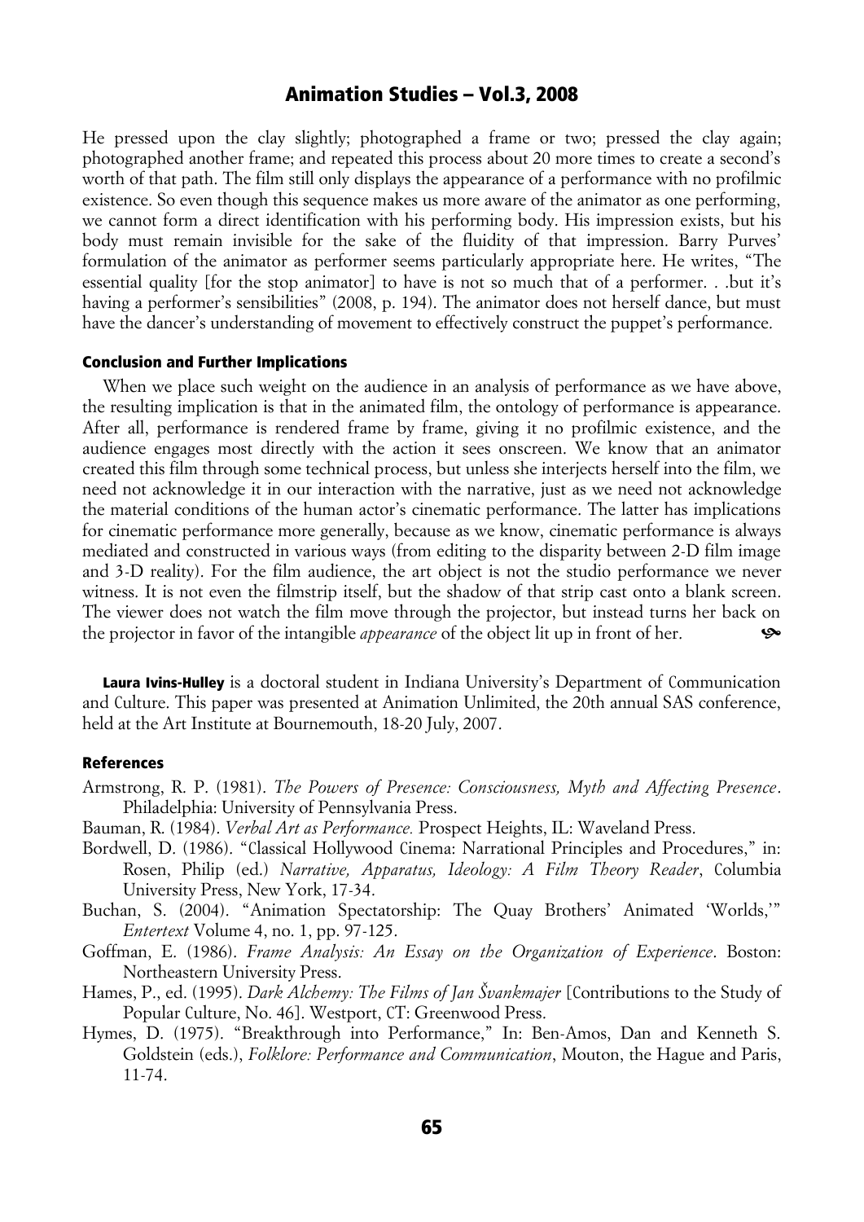He pressed upon the clay slightly; photographed a frame or two; pressed the clay again; photographed another frame; and repeated this process about 20 more times to create a second's worth of that path. The film still only displays the appearance of a performance with no profilmic existence. So even though this sequence makes us more aware of the animator as one performing, we cannot form a direct identification with his performing body. His impression exists, but his body must remain invisible for the sake of the fluidity of that impression. Barry Purves' formulation of the animator as performer seems particularly appropriate here. He writes, "The essential quality [for the stop animator] to have is not so much that of a performer. . .but it's having a performer's sensibilities" (2008, p. 194). The animator does not herself dance, but must have the dancer's understanding of movement to effectively construct the puppet's performance.

### Conclusion and Further Implications

When we place such weight on the audience in an analysis of performance as we have above, the resulting implication is that in the animated film, the ontology of performance is appearance. After all, performance is rendered frame by frame, giving it no profilmic existence, and the audience engages most directly with the action it sees onscreen. We know that an animator created this film through some technical process, but unless she interjects herself into the film, we need not acknowledge it in our interaction with the narrative, just as we need not acknowledge the material conditions of the human actor's cinematic performance. The latter has implications for cinematic performance more generally, because as we know, cinematic performance is always mediated and constructed in various ways (from editing to the disparity between 2-D film image and 3-D reality). For the film audience, the art object is not the studio performance we never witness. It is not even the filmstrip itself, but the shadow of that strip cast onto a blank screen. The viewer does not watch the film move through the projector, but instead turns her back on the projector in favor of the intangible *appearance* of the object lit up in front of her.

**Laura Ivins-Hulley** is a doctoral student in Indiana University's Department of Communication and Culture. This paper was presented at Animation Unlimited, the 20th annual SAS conference, held at the Art Institute at Bournemouth, 18-20 July, 2007.

### References

Armstrong, R. P. (1981). *The Powers of Presence: Consciousness, Myth and Affecting Presence*. Philadelphia: University of Pennsylvania Press.

Bauman, R. (1984). *Verbal Art as Performance.* Prospect Heights, IL: Waveland Press.

Bordwell, D. (1986). "Classical Hollywood Cinema: Narrational Principles and Procedures," in: Rosen, Philip (ed.) *Narrative, Apparatus, Ideology: A Film Theory Reader*, Columbia University Press, New York, 17-34.

Buchan, S. (2004). "Animation Spectatorship: The Quay Brothers' Animated 'Worlds,'" *Entertext* Volume 4, no. 1, pp. 97-125.

Goffman, E. (1986). *Frame Analysis: An Essay on the Organization of Experience*. Boston: Northeastern University Press.

Hames, P., ed. (1995). *Dark Alchemy: The Films of Jan Švankmajer* [Contributions to the Study of Popular Culture, No. 46]. Westport, CT: Greenwood Press.

Hymes, D. (1975). "Breakthrough into Performance," In: Ben-Amos, Dan and Kenneth S. Goldstein (eds.), *Folklore: Performance and Communication*, Mouton, the Hague and Paris, 11-74.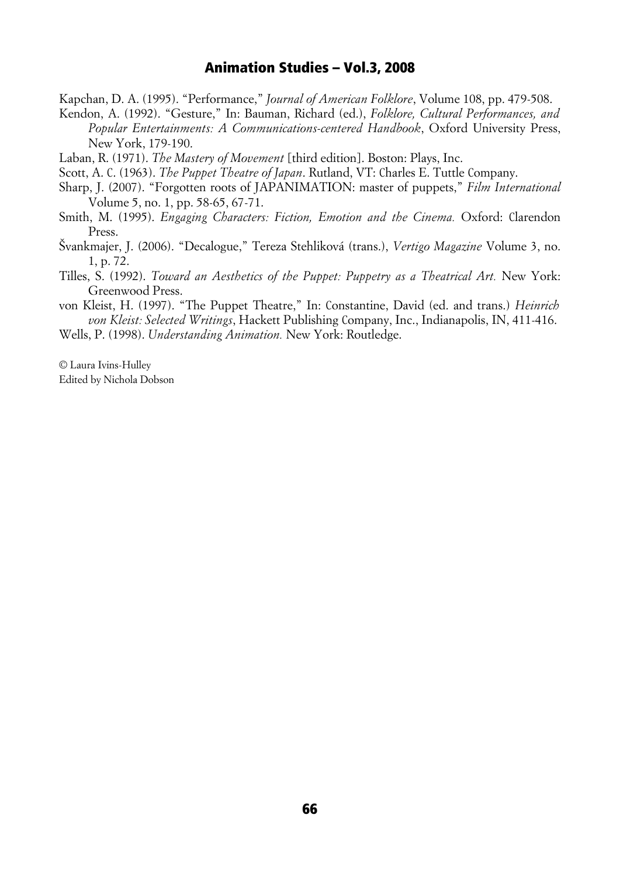Kapchan, D. A. (1995). "Performance," *Journal of American Folklore*, Volume 108, pp. 479-508.

Kendon, A. (1992). "Gesture," In: Bauman, Richard (ed.), *Folklore, Cultural Performances, and Popular Entertainments: A Communications-centered Handbook*, Oxford University Press, New York, 179-190.

Laban, R. (1971). *The Mastery of Movement* [third edition]. Boston: Plays, Inc.

Scott, A. C. (1963). *The Puppet Theatre of Japan*. Rutland, VT: Charles E. Tuttle Company.

Sharp, J. (2007). "Forgotten roots of JAPANIMATION: master of puppets," *Film International* Volume 5, no. 1, pp. 58-65, 67-71.

Smith, M. (1995). *Engaging Characters: Fiction, Emotion and the Cinema.* Oxford: Clarendon Press.

Švankmajer, J. (2006). "Decalogue," Tereza Stehliková (trans.), *Vertigo Magazine* Volume 3, no. 1, p. 72.

Tilles, S. (1992). *Toward an Aesthetics of the Puppet: Puppetry as a Theatrical Art.* New York: Greenwood Press.

von Kleist, H. (1997). "The Puppet Theatre," In: Constantine, David (ed. and trans.) *Heinrich von Kleist: Selected Writings*, Hackett Publishing Company, Inc., Indianapolis, IN, 411-416.

Wells, P. (1998). *Understanding Animation.* New York: Routledge.

© Laura Ivins-Hulley
Edited by Nichola Dobson